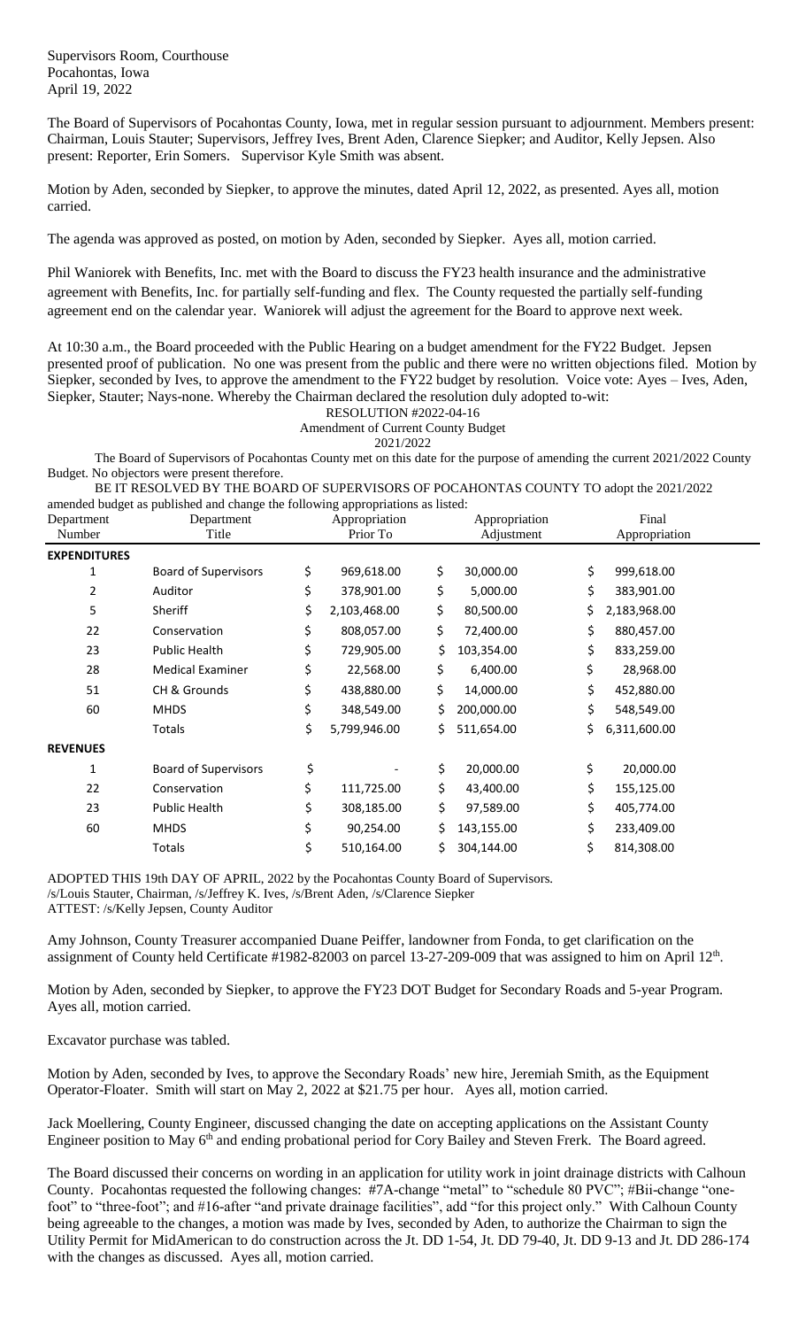Supervisors Room, Courthouse
Pocahontas, Iowa
April 19, 2022

The Board of Supervisors of Pocahontas County, Iowa, met in regular session pursuant to adjournment. Members present: Chairman, Louis Stauter; Supervisors, Jeffrey Ives, Brent Aden, Clarence Siepker; and Auditor, Kelly Jepsen. Also present: Reporter, Erin Somers. Supervisor Kyle Smith was absent.

Motion by Aden, seconded by Siepker, to approve the minutes, dated April 12, 2022, as presented. Ayes all, motion carried.

The agenda was approved as posted, on motion by Aden, seconded by Siepker. Ayes all, motion carried.

Phil Waniorek with Benefits, Inc. met with the Board to discuss the FY23 health insurance and the administrative agreement with Benefits, Inc. for partially self-funding and flex. The County requested the partially self-funding agreement end on the calendar year. Waniorek will adjust the agreement for the Board to approve next week.

At 10:30 a.m., the Board proceeded with the Public Hearing on a budget amendment for the FY22 Budget. Jepsen presented proof of publication. No one was present from the public and there were no written objections filed. Motion by Siepker, seconded by Ives, to approve the amendment to the FY22 budget by resolution. Voice vote: Ayes – Ives, Aden, Siepker, Stauter; Nays-none. Whereby the Chairman declared the resolution duly adopted to-wit:

RESOLUTION #2022-04-16
Amendment of Current County Budget
2021/2022

The Board of Supervisors of Pocahontas County met on this date for the purpose of amending the current 2021/2022 County Budget. No objectors were present therefore.

BE IT RESOLVED BY THE BOARD OF SUPERVISORS OF POCAHONTAS COUNTY TO adopt the 2021/2022 amended budget as published and change the following appropriations as listed:

| Department Number | Department Title | Appropriation Prior To | Appropriation Adjustment | Final Appropriation |
|---|---|---|---|---|
| **EXPENDITURES** | | | | |
| 1 | Board of Supervisors | $ 969,618.00 | $ 30,000.00 | $ 999,618.00 |
| 2 | Auditor | $ 378,901.00 | $ 5,000.00 | $ 383,901.00 |
| 5 | Sheriff | $ 2,103,468.00 | $ 80,500.00 | $ 2,183,968.00 |
| 22 | Conservation | $ 808,057.00 | $ 72,400.00 | $ 880,457.00 |
| 23 | Public Health | $ 729,905.00 | $ 103,354.00 | $ 833,259.00 |
| 28 | Medical Examiner | $ 22,568.00 | $ 6,400.00 | $ 28,968.00 |
| 51 | CH & Grounds | $ 438,880.00 | $ 14,000.00 | $ 452,880.00 |
| 60 | MHDS | $ 348,549.00 | $ 200,000.00 | $ 548,549.00 |
| | Totals | $ 5,799,946.00 | $ 511,654.00 | $ 6,311,600.00 |
| **REVENUES** | | | | |
| 1 | Board of Supervisors | $ - | $ 20,000.00 | $ 20,000.00 |
| 22 | Conservation | $ 111,725.00 | $ 43,400.00 | $ 155,125.00 |
| 23 | Public Health | $ 308,185.00 | $ 97,589.00 | $ 405,774.00 |
| 60 | MHDS | $ 90,254.00 | $ 143,155.00 | $ 233,409.00 |
| | Totals | $ 510,164.00 | $ 304,144.00 | $ 814,308.00 |

ADOPTED THIS 19th DAY OF APRIL, 2022 by the Pocahontas County Board of Supervisors.
/s/Louis Stauter, Chairman, /s/Jeffrey K. Ives, /s/Brent Aden, /s/Clarence Siepker
ATTEST: /s/Kelly Jepsen, County Auditor

Amy Johnson, County Treasurer accompanied Duane Peiffer, landowner from Fonda, to get clarification on the assignment of County held Certificate #1982-82003 on parcel 13-27-209-009 that was assigned to him on April 12th.

Motion by Aden, seconded by Siepker, to approve the FY23 DOT Budget for Secondary Roads and 5-year Program. Ayes all, motion carried.

Excavator purchase was tabled.

Motion by Aden, seconded by Ives, to approve the Secondary Roads' new hire, Jeremiah Smith, as the Equipment Operator-Floater. Smith will start on May 2, 2022 at $21.75 per hour. Ayes all, motion carried.

Jack Moellering, County Engineer, discussed changing the date on accepting applications on the Assistant County Engineer position to May 6th and ending probational period for Cory Bailey and Steven Frerk. The Board agreed.

The Board discussed their concerns on wording in an application for utility work in joint drainage districts with Calhoun County. Pocahontas requested the following changes: #7A-change "metal" to "schedule 80 PVC"; #Bii-change "one-foot" to "three-foot"; and #16-after "and private drainage facilities", add "for this project only." With Calhoun County being agreeable to the changes, a motion was made by Ives, seconded by Aden, to authorize the Chairman to sign the Utility Permit for MidAmerican to do construction across the Jt. DD 1-54, Jt. DD 79-40, Jt. DD 9-13 and Jt. DD 286-174 with the changes as discussed. Ayes all, motion carried.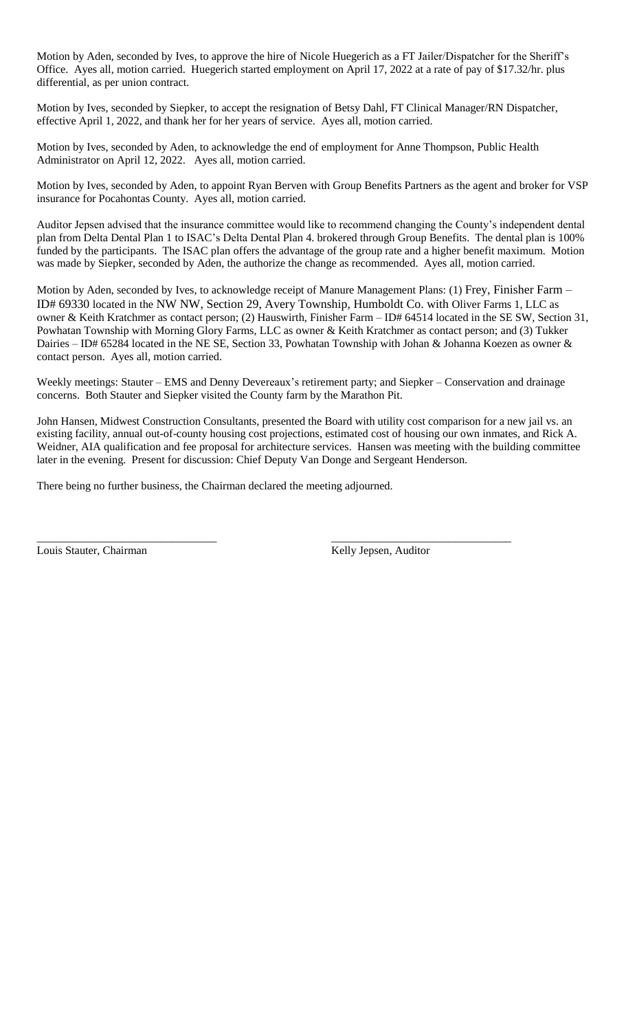Motion by Aden, seconded by Ives, to approve the hire of Nicole Huegerich as a FT Jailer/Dispatcher for the Sheriff's Office. Ayes all, motion carried. Huegerich started employment on April 17, 2022 at a rate of pay of $17.32/hr. plus differential, as per union contract.

Motion by Ives, seconded by Siepker, to accept the resignation of Betsy Dahl, FT Clinical Manager/RN Dispatcher, effective April 1, 2022, and thank her for her years of service. Ayes all, motion carried.

Motion by Ives, seconded by Aden, to acknowledge the end of employment for Anne Thompson, Public Health Administrator on April 12, 2022. Ayes all, motion carried.

Motion by Ives, seconded by Aden, to appoint Ryan Berven with Group Benefits Partners as the agent and broker for VSP insurance for Pocahontas County. Ayes all, motion carried.

Auditor Jepsen advised that the insurance committee would like to recommend changing the County's independent dental plan from Delta Dental Plan 1 to ISAC's Delta Dental Plan 4. brokered through Group Benefits. The dental plan is 100% funded by the participants. The ISAC plan offers the advantage of the group rate and a higher benefit maximum. Motion was made by Siepker, seconded by Aden, the authorize the change as recommended. Ayes all, motion carried.

Motion by Aden, seconded by Ives, to acknowledge receipt of Manure Management Plans: (1) Frey, Finisher Farm – ID# 69330 located in the NW NW, Section 29, Avery Township, Humboldt Co. with Oliver Farms 1, LLC as owner & Keith Kratchmer as contact person; (2) Hauswirth, Finisher Farm – ID# 64514 located in the SE SW, Section 31, Powhatan Township with Morning Glory Farms, LLC as owner & Keith Kratchmer as contact person; and (3) Tukker Dairies – ID# 65284 located in the NE SE, Section 33, Powhatan Township with Johan & Johanna Koezen as owner & contact person. Ayes all, motion carried.

Weekly meetings: Stauter – EMS and Denny Devereaux's retirement party; and Siepker – Conservation and drainage concerns. Both Stauter and Siepker visited the County farm by the Marathon Pit.

John Hansen, Midwest Construction Consultants, presented the Board with utility cost comparison for a new jail vs. an existing facility, annual out-of-county housing cost projections, estimated cost of housing our own inmates, and Rick A. Weidner, AIA qualification and fee proposal for architecture services. Hansen was meeting with the building committee later in the evening. Present for discussion: Chief Deputy Van Donge and Sergeant Henderson.

There being no further business, the Chairman declared the meeting adjourned.

\_\_\_\_\_\_\_\_\_\_\_\_\_\_\_\_\_\_\_\_\_\_\_\_\_\_\_\_\_\_\_\_ \_\_\_\_\_\_\_\_\_\_\_\_\_\_\_\_\_\_\_\_\_\_\_\_\_\_\_\_\_\_\_\_

Louis Stauter, Chairman Kelly Jepsen, Auditor